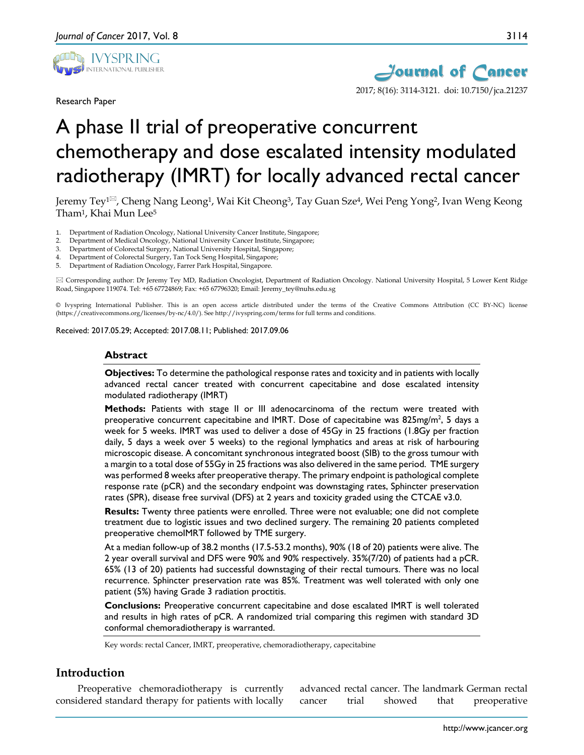Research Paper

# A phase II trial of preoperative concurrent chemotherapy and dose escalated intensity modulated radiotherapy (IMRT) for locally advanced rectal cancer

Jeremy Tey[1]✉, Cheng Nang Leong[1], Wai Kit Cheong[3], Tay Guan Sze[4], Wei Peng Yong[2], Ivan Weng Keong Tham[1], Khai Mun Lee[5]

1. Department of Radiation Oncology, National University Cancer Institute, Singapore;
2. Department of Medical Oncology, National University Cancer Institute, Singapore;
3. Department of Colorectal Surgery, National University Hospital, Singapore;
4. Department of Colorectal Surgery, Tan Tock Seng Hospital, Singapore;
5. Department of Radiation Oncology, Farrer Park Hospital, Singapore.

✉ Corresponding author: Dr Jeremy Tey MD, Radiation Oncologist, Department of Radiation Oncology. National University Hospital, 5 Lower Kent Ridge Road, Singapore 119074. Tel: +65 67724869; Fax: +65 67796320; Email: Jeremy_tey@nuhs.edu.sg

© Ivyspring International Publisher. This is an open access article distributed under the terms of the Creative Commons Attribution (CC BY-NC) license (https://creativecommons.org/licenses/by-nc/4.0/). See http://ivyspring.com/terms for full terms and conditions.

Received: 2017.05.29; Accepted: 2017.08.11; Published: 2017.09.06

## Abstract

**Objectives:** To determine the pathological response rates and toxicity and in patients with locally advanced rectal cancer treated with concurrent capecitabine and dose escalated intensity modulated radiotherapy (IMRT)

**Methods:** Patients with stage II or III adenocarcinoma of the rectum were treated with preoperative concurrent capecitabine and IMRT. Dose of capecitabine was 825mg/m$^2$, 5 days a week for 5 weeks. IMRT was used to deliver a dose of 45Gy in 25 fractions (1.8Gy per fraction daily, 5 days a week over 5 weeks) to the regional lymphatics and areas at risk of harbouring microscopic disease. A concomitant synchronous integrated boost (SIB) to the gross tumour with a margin to a total dose of 55Gy in 25 fractions was also delivered in the same period. TME surgery was performed 8 weeks after preoperative therapy. The primary endpoint is pathological complete response rate (pCR) and the secondary endpoint was downstaging rates, Sphincter preservation rates (SPR), disease free survival (DFS) at 2 years and toxicity graded using the CTCAE v3.0.

**Results:** Twenty three patients were enrolled. Three were not evaluable; one did not complete treatment due to logistic issues and two declined surgery. The remaining 20 patients completed preoperative chemoIMRT followed by TME surgery.

At a median follow-up of 38.2 months (17.5-53.2 months), 90% (18 of 20) patients were alive. The 2 year overall survival and DFS were 90% and 90% respectively. 35%(7/20) of patients had a pCR. 65% (13 of 20) patients had successful downstaging of their rectal tumours. There was no local recurrence. Sphincter preservation rate was 85%. Treatment was well tolerated with only one patient (5%) having Grade 3 radiation proctitis.

**Conclusions:** Preoperative concurrent capecitabine and dose escalated IMRT is well tolerated and results in high rates of pCR. A randomized trial comparing this regimen with standard 3D conformal chemoradiotherapy is warranted.

Key words: rectal Cancer, IMRT, preoperative, chemoradiotherapy, capecitabine

## Introduction

Preoperative chemoradiotherapy is currently considered standard therapy for patients with locally advanced rectal cancer. The landmark German rectal cancer trial showed that preoperative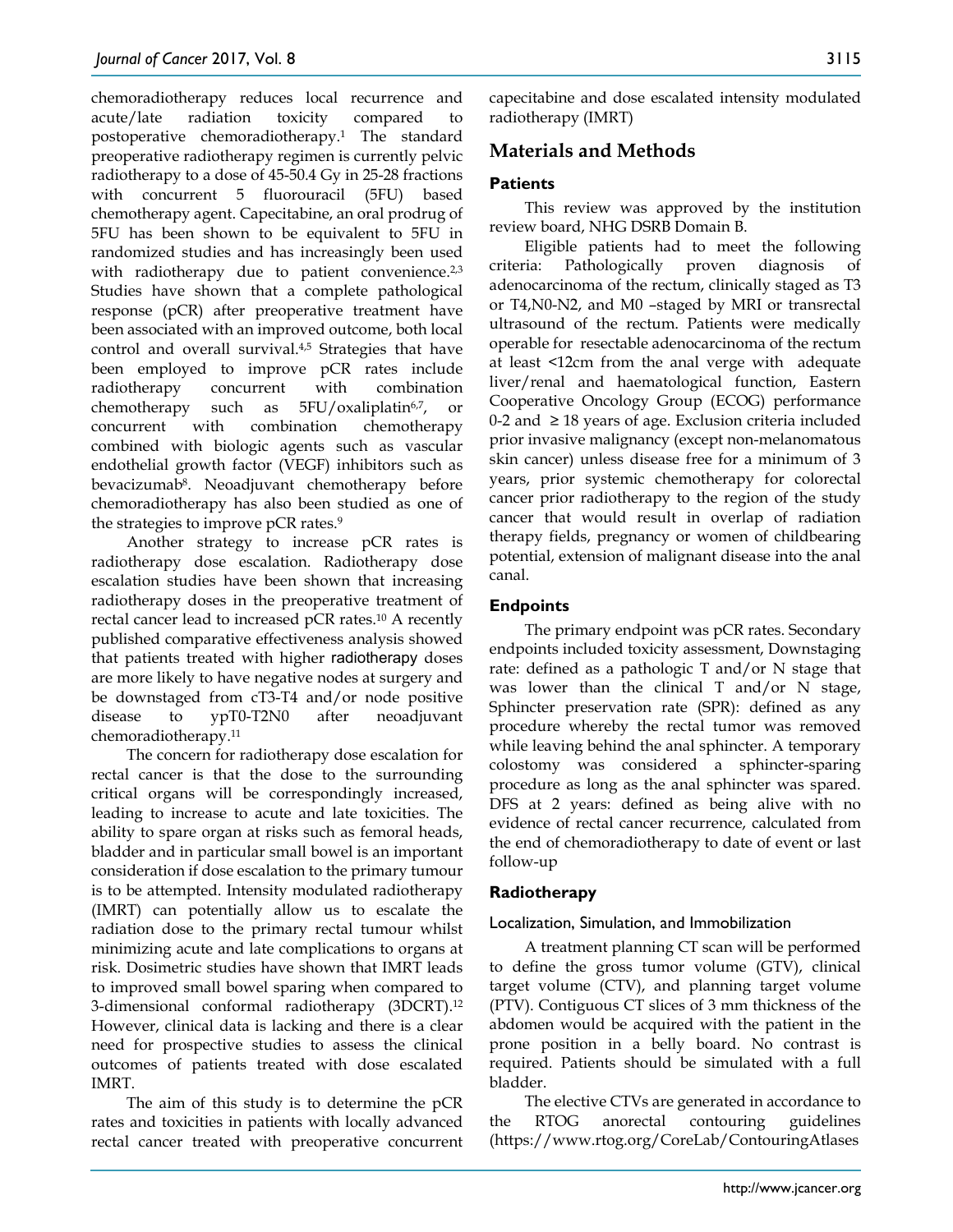chemoradiotherapy reduces local recurrence and acute/late radiation toxicity compared to postoperative chemoradiotherapy.[1] The standard preoperative radiotherapy regimen is currently pelvic radiotherapy to a dose of 45-50.4 Gy in 25-28 fractions with concurrent 5 fluorouracil (5FU) based chemotherapy agent. Capecitabine, an oral prodrug of 5FU has been shown to be equivalent to 5FU in randomized studies and has increasingly been used with radiotherapy due to patient convenience.[2,3] Studies have shown that a complete pathological response (pCR) after preoperative treatment have been associated with an improved outcome, both local control and overall survival.[4,5] Strategies that have been employed to improve pCR rates include radiotherapy concurrent with combination chemotherapy such as 5FU/oxaliplatin[6,7], or concurrent with combination chemotherapy combined with biologic agents such as vascular endothelial growth factor (VEGF) inhibitors such as bevacizumab[8]. Neoadjuvant chemotherapy before chemoradiotherapy has also been studied as one of the strategies to improve pCR rates.[9]

Another strategy to increase pCR rates is radiotherapy dose escalation. Radiotherapy dose escalation studies have been shown that increasing radiotherapy doses in the preoperative treatment of rectal cancer lead to increased pCR rates.[10] A recently published comparative effectiveness analysis showed that patients treated with higher radiotherapy doses are more likely to have negative nodes at surgery and be downstaged from cT3-T4 and/or node positive disease to ypT0-T2N0 after neoadjuvant chemoradiotherapy.[11]

The concern for radiotherapy dose escalation for rectal cancer is that the dose to the surrounding critical organs will be correspondingly increased, leading to increase to acute and late toxicities. The ability to spare organ at risks such as femoral heads, bladder and in particular small bowel is an important consideration if dose escalation to the primary tumour is to be attempted. Intensity modulated radiotherapy (IMRT) can potentially allow us to escalate the radiation dose to the primary rectal tumour whilst minimizing acute and late complications to organs at risk. Dosimetric studies have shown that IMRT leads to improved small bowel sparing when compared to 3-dimensional conformal radiotherapy (3DCRT).[12] However, clinical data is lacking and there is a clear need for prospective studies to assess the clinical outcomes of patients treated with dose escalated IMRT.

The aim of this study is to determine the pCR rates and toxicities in patients with locally advanced rectal cancer treated with preoperative concurrent capecitabine and dose escalated intensity modulated radiotherapy (IMRT)

## Materials and Methods

### Patients

This review was approved by the institution review board, NHG DSRB Domain B.

Eligible patients had to meet the following criteria: Pathologically proven diagnosis of adenocarcinoma of the rectum, clinically staged as T3 or T4,N0-N2, and M0 –staged by MRI or transrectal ultrasound of the rectum. Patients were medically operable for resectable adenocarcinoma of the rectum at least <12cm from the anal verge with adequate liver/renal and haematological function, Eastern Cooperative Oncology Group (ECOG) performance 0-2 and ≥ 18 years of age. Exclusion criteria included prior invasive malignancy (except non-melanomatous skin cancer) unless disease free for a minimum of 3 years, prior systemic chemotherapy for colorectal cancer prior radiotherapy to the region of the study cancer that would result in overlap of radiation therapy fields, pregnancy or women of childbearing potential, extension of malignant disease into the anal canal.

### Endpoints

The primary endpoint was pCR rates. Secondary endpoints included toxicity assessment, Downstaging rate: defined as a pathologic T and/or N stage that was lower than the clinical T and/or N stage, Sphincter preservation rate (SPR): defined as any procedure whereby the rectal tumor was removed while leaving behind the anal sphincter. A temporary colostomy was considered a sphincter-sparing procedure as long as the anal sphincter was spared. DFS at 2 years: defined as being alive with no evidence of rectal cancer recurrence, calculated from the end of chemoradiotherapy to date of event or last follow-up

### Radiotherapy

#### Localization, Simulation, and Immobilization

A treatment planning CT scan will be performed to define the gross tumor volume (GTV), clinical target volume (CTV), and planning target volume (PTV). Contiguous CT slices of 3 mm thickness of the abdomen would be acquired with the patient in the prone position in a belly board. No contrast is required. Patients should be simulated with a full bladder.

The elective CTVs are generated in accordance to the RTOG anorectal contouring guidelines (https://www.rtog.org/CoreLab/ContouringAtlases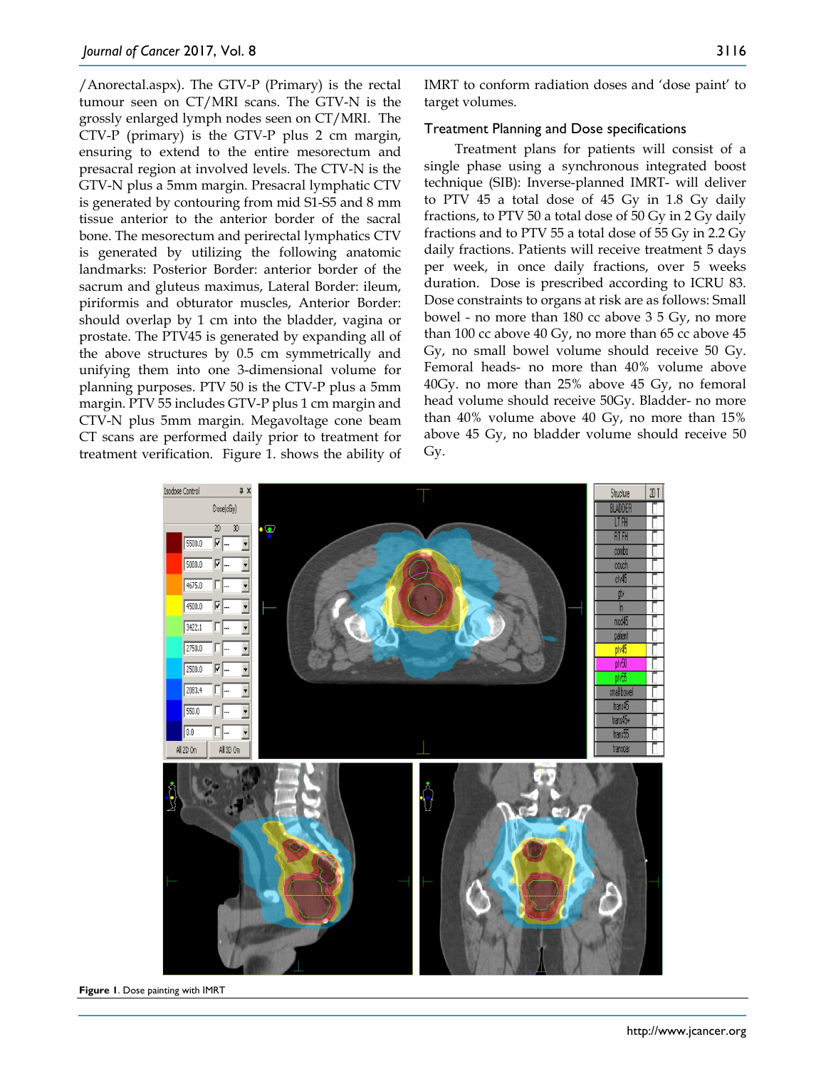/Anorectal.aspx). The GTV-P (Primary) is the rectal tumour seen on CT/MRI scans. The GTV-N is the grossly enlarged lymph nodes seen on CT/MRI. The CTV-P (primary) is the GTV-P plus 2 cm margin, ensuring to extend to the entire mesorectum and presacral region at involved levels. The CTV-N is the GTV-N plus a 5mm margin. Presacral lymphatic CTV is generated by contouring from mid S1-S5 and 8 mm tissue anterior to the anterior border of the sacral bone. The mesorectum and perirectal lymphatics CTV is generated by utilizing the following anatomic landmarks: Posterior Border: anterior border of the sacrum and gluteus maximus, Lateral Border: ileum, piriformis and obturator muscles, Anterior Border: should overlap by 1 cm into the bladder, vagina or prostate. The PTV45 is generated by expanding all of the above structures by 0.5 cm symmetrically and unifying them into one 3-dimensional volume for planning purposes. PTV 50 is the CTV-P plus a 5mm margin. PTV 55 includes GTV-P plus 1 cm margin and CTV-N plus 5mm margin. Megavoltage cone beam CT scans are performed daily prior to treatment for treatment verification. Figure 1. shows the ability of IMRT to conform radiation doses and 'dose paint' to target volumes.

### Treatment Planning and Dose specifications

Treatment plans for patients will consist of a single phase using a synchronous integrated boost technique (SIB): Inverse-planned IMRT- will deliver to PTV 45 a total dose of 45 Gy in 1.8 Gy daily fractions, to PTV 50 a total dose of 50 Gy in 2 Gy daily fractions and to PTV 55 a total dose of 55 Gy in 2.2 Gy daily fractions. Patients will receive treatment 5 days per week, in once daily fractions, over 5 weeks duration. Dose is prescribed according to ICRU 83. Dose constraints to organs at risk are as follows: Small bowel - no more than 180 cc above 3 5 Gy, no more than 100 cc above 40 Gy, no more than 65 cc above 45 Gy, no small bowel volume should receive 50 Gy. Femoral heads- no more than 40% volume above 40Gy. no more than 25% above 45 Gy, no femoral head volume should receive 50Gy. Bladder- no more than 40% volume above 40 Gy, no more than 15% above 45 Gy, no bladder volume should receive 50 Gy.

**Figure 1**. Dose painting with IMRT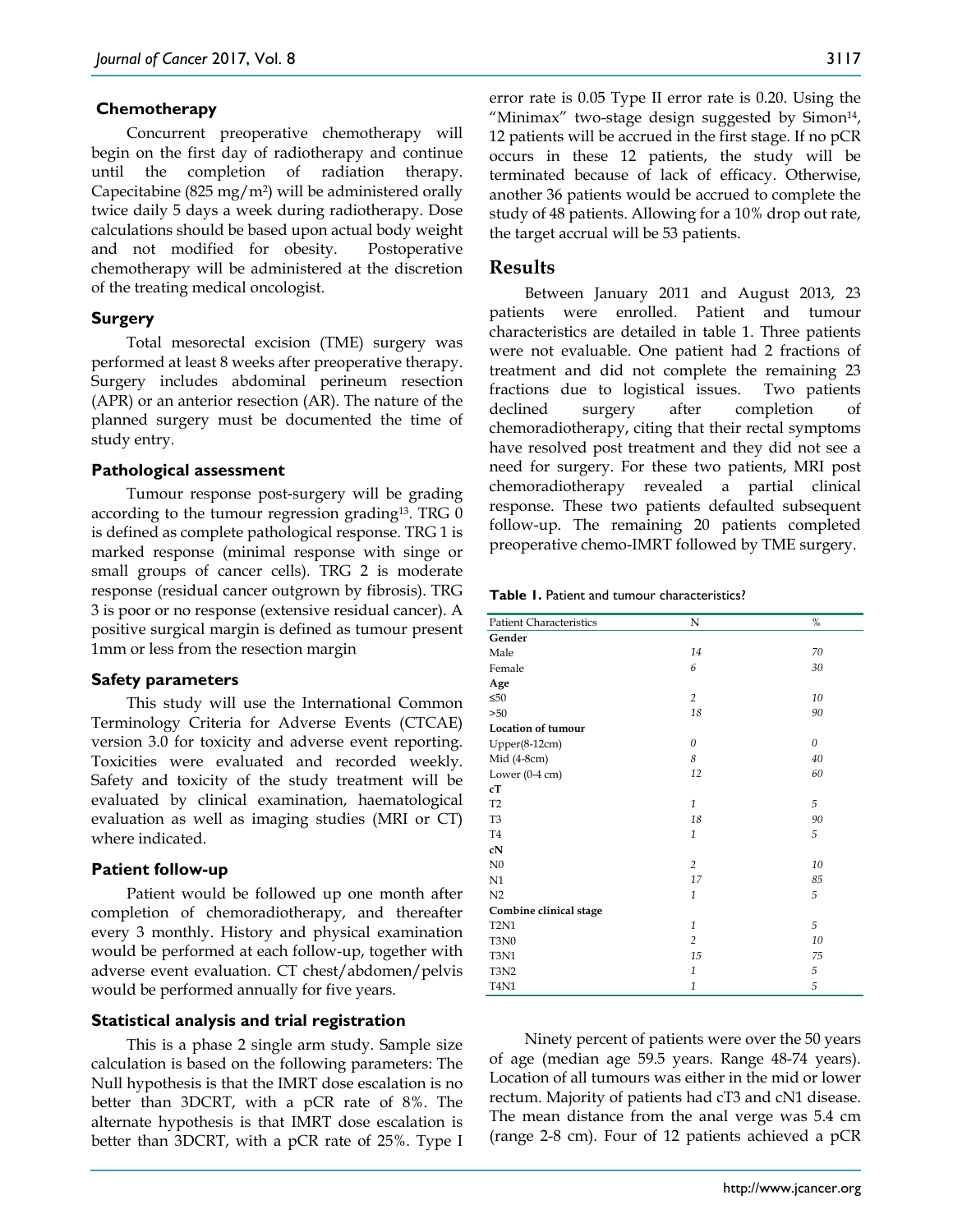### Chemotherapy

Concurrent preoperative chemotherapy will begin on the first day of radiotherapy and continue until the completion of radiation therapy. Capecitabine (825 mg/m$^2$) will be administered orally twice daily 5 days a week during radiotherapy. Dose calculations should be based upon actual body weight and not modified for obesity. Postoperative chemotherapy will be administered at the discretion of the treating medical oncologist.

### Surgery

Total mesorectal excision (TME) surgery was performed at least 8 weeks after preoperative therapy. Surgery includes abdominal perineum resection (APR) or an anterior resection (AR). The nature of the planned surgery must be documented the time of study entry.

### Pathological assessment

Tumour response post-surgery will be grading according to the tumour regression grading[13]. TRG 0 is defined as complete pathological response. TRG 1 is marked response (minimal response with singe or small groups of cancer cells). TRG 2 is moderate response (residual cancer outgrown by fibrosis). TRG 3 is poor or no response (extensive residual cancer). A positive surgical margin is defined as tumour present 1mm or less from the resection margin

### Safety parameters

This study will use the International Common Terminology Criteria for Adverse Events (CTCAE) version 3.0 for toxicity and adverse event reporting. Toxicities were evaluated and recorded weekly. Safety and toxicity of the study treatment will be evaluated by clinical examination, haematological evaluation as well as imaging studies (MRI or CT) where indicated.

### Patient follow-up

Patient would be followed up one month after completion of chemoradiotherapy, and thereafter every 3 monthly. History and physical examination would be performed at each follow-up, together with adverse event evaluation. CT chest/abdomen/pelvis would be performed annually for five years.

### Statistical analysis and trial registration

This is a phase 2 single arm study. Sample size calculation is based on the following parameters: The Null hypothesis is that the IMRT dose escalation is no better than 3DCRT, with a pCR rate of 8%. The alternate hypothesis is that IMRT dose escalation is better than 3DCRT, with a pCR rate of 25%. Type I error rate is 0.05 Type II error rate is 0.20. Using the "Minimax" two-stage design suggested by Simon[14], 12 patients will be accrued in the first stage. If no pCR occurs in these 12 patients, the study will be terminated because of lack of efficacy. Otherwise, another 36 patients would be accrued to complete the study of 48 patients. Allowing for a 10% drop out rate, the target accrual will be 53 patients.

## Results

Between January 2011 and August 2013, 23 patients were enrolled. Patient and tumour characteristics are detailed in table 1. Three patients were not evaluable. One patient had 2 fractions of treatment and did not complete the remaining 23 fractions due to logistical issues. Two patients declined surgery after completion of chemoradiotherapy, citing that their rectal symptoms have resolved post treatment and they did not see a need for surgery. For these two patients, MRI post chemoradiotherapy revealed a partial clinical response. These two patients defaulted subsequent follow-up. The remaining 20 patients completed preoperative chemo-IMRT followed by TME surgery.

**Table 1.** Patient and tumour characteristics?

| Patient Characteristics | N | % |
|---|---|---|
| **Gender** | | |
| Male | *14* | *70* |
| Female | *6* | *30* |
| **Age** | | |
| ≤50 | *2* | *10* |
| >50 | *18* | *90* |
| **Location of tumour** | | |
| Upper(8-12cm) | *0* | *0* |
| Mid (4-8cm) | *8* | *40* |
| Lower (0-4 cm) | *12* | *60* |
| **cT** | | |
| T2 | *1* | *5* |
| T3 | *18* | *90* |
| T4 | *1* | *5* |
| **cN** | | |
| N0 | *2* | *10* |
| N1 | *17* | *85* |
| N2 | *1* | *5* |
| **Combine clinical stage** | | |
| T2N1 | *1* | *5* |
| T3N0 | *2* | *10* |
| T3N1 | *15* | *75* |
| T3N2 | *1* | *5* |
| T4N1 | *1* | *5* |

Ninety percent of patients were over the 50 years of age (median age 59.5 years. Range 48-74 years). Location of all tumours was either in the mid or lower rectum. Majority of patients had cT3 and cN1 disease. The mean distance from the anal verge was 5.4 cm (range 2-8 cm). Four of 12 patients achieved a pCR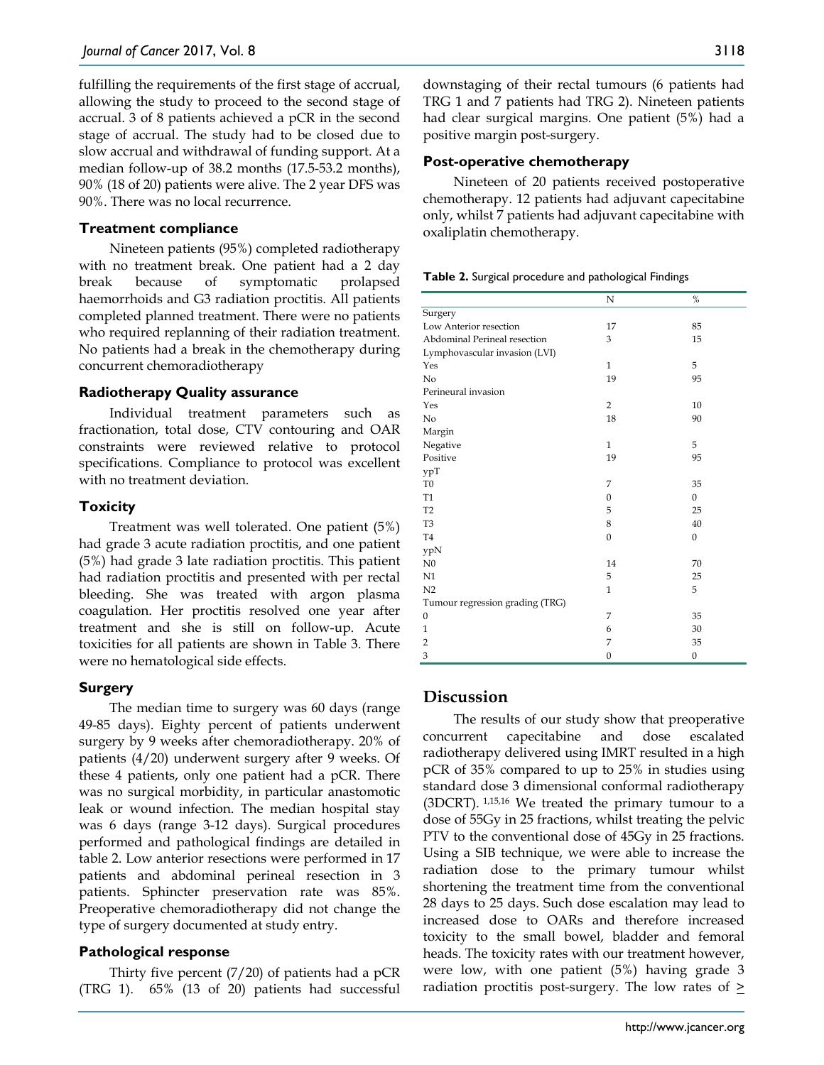fulfilling the requirements of the first stage of accrual, allowing the study to proceed to the second stage of accrual. 3 of 8 patients achieved a pCR in the second stage of accrual. The study had to be closed due to slow accrual and withdrawal of funding support. At a median follow-up of 38.2 months (17.5-53.2 months), 90% (18 of 20) patients were alive. The 2 year DFS was 90%. There was no local recurrence.

### Treatment compliance

Nineteen patients (95%) completed radiotherapy with no treatment break. One patient had a 2 day break because of symptomatic prolapsed haemorrhoids and G3 radiation proctitis. All patients completed planned treatment. There were no patients who required replanning of their radiation treatment. No patients had a break in the chemotherapy during concurrent chemoradiotherapy

### Radiotherapy Quality assurance

Individual treatment parameters such as fractionation, total dose, CTV contouring and OAR constraints were reviewed relative to protocol specifications. Compliance to protocol was excellent with no treatment deviation.

### Toxicity

Treatment was well tolerated. One patient (5%) had grade 3 acute radiation proctitis, and one patient (5%) had grade 3 late radiation proctitis. This patient had radiation proctitis and presented with per rectal bleeding. She was treated with argon plasma coagulation. Her proctitis resolved one year after treatment and she is still on follow-up. Acute toxicities for all patients are shown in Table 3. There were no hematological side effects.

### Surgery

The median time to surgery was 60 days (range 49-85 days). Eighty percent of patients underwent surgery by 9 weeks after chemoradiotherapy. 20% of patients (4/20) underwent surgery after 9 weeks. Of these 4 patients, only one patient had a pCR. There was no surgical morbidity, in particular anastomotic leak or wound infection. The median hospital stay was 6 days (range 3-12 days). Surgical procedures performed and pathological findings are detailed in table 2. Low anterior resections were performed in 17 patients and abdominal perineal resection in 3 patients. Sphincter preservation rate was 85%. Preoperative chemoradiotherapy did not change the type of surgery documented at study entry.

### Pathological response

Thirty five percent (7/20) of patients had a pCR (TRG 1). 65% (13 of 20) patients had successful downstaging of their rectal tumours (6 patients had TRG 1 and 7 patients had TRG 2). Nineteen patients had clear surgical margins. One patient (5%) had a positive margin post-surgery.

### Post-operative chemotherapy

Nineteen of 20 patients received postoperative chemotherapy. 12 patients had adjuvant capecitabine only, whilst 7 patients had adjuvant capecitabine with oxaliplatin chemotherapy.

**Table 2.** Surgical procedure and pathological Findings

| | N | % |
|---|---|---|
| Surgery | | |
| Low Anterior resection | 17 | 85 |
| Abdominal Perineal resection | 3 | 15 |
| Lymphovascular invasion (LVI) | | |
| Yes | 1 | 5 |
| No | 19 | 95 |
| Perineural invasion | | |
| Yes | 2 | 10 |
| No | 18 | 90 |
| Margin | | |
| Negative | 1 | 5 |
| Positive | 19 | 95 |
| ypT | | |
| T0 | 7 | 35 |
| T1 | 0 | 0 |
| T2 | 5 | 25 |
| T3 | 8 | 40 |
| T4 | 0 | 0 |
| ypN | | |
| N0 | 14 | 70 |
| N1 | 5 | 25 |
| N2 | 1 | 5 |
| Tumour regression grading (TRG) | | |
| 0 | 7 | 35 |
| 1 | 6 | 30 |
| 2 | 7 | 35 |
| 3 | 0 | 0 |

## Discussion

The results of our study show that preoperative concurrent capecitabine and dose escalated radiotherapy delivered using IMRT resulted in a high pCR of 35% compared to up to 25% in studies using standard dose 3 dimensional conformal radiotherapy (3DCRT). [1,15,16] We treated the primary tumour to a dose of 55Gy in 25 fractions, whilst treating the pelvic PTV to the conventional dose of 45Gy in 25 fractions. Using a SIB technique, we were able to increase the radiation dose to the primary tumour whilst shortening the treatment time from the conventional 28 days to 25 days. Such dose escalation may lead to increased dose to OARs and therefore increased toxicity to the small bowel, bladder and femoral heads. The toxicity rates with our treatment however, were low, with one patient (5%) having grade 3 radiation proctitis post-surgery. The low rates of ≥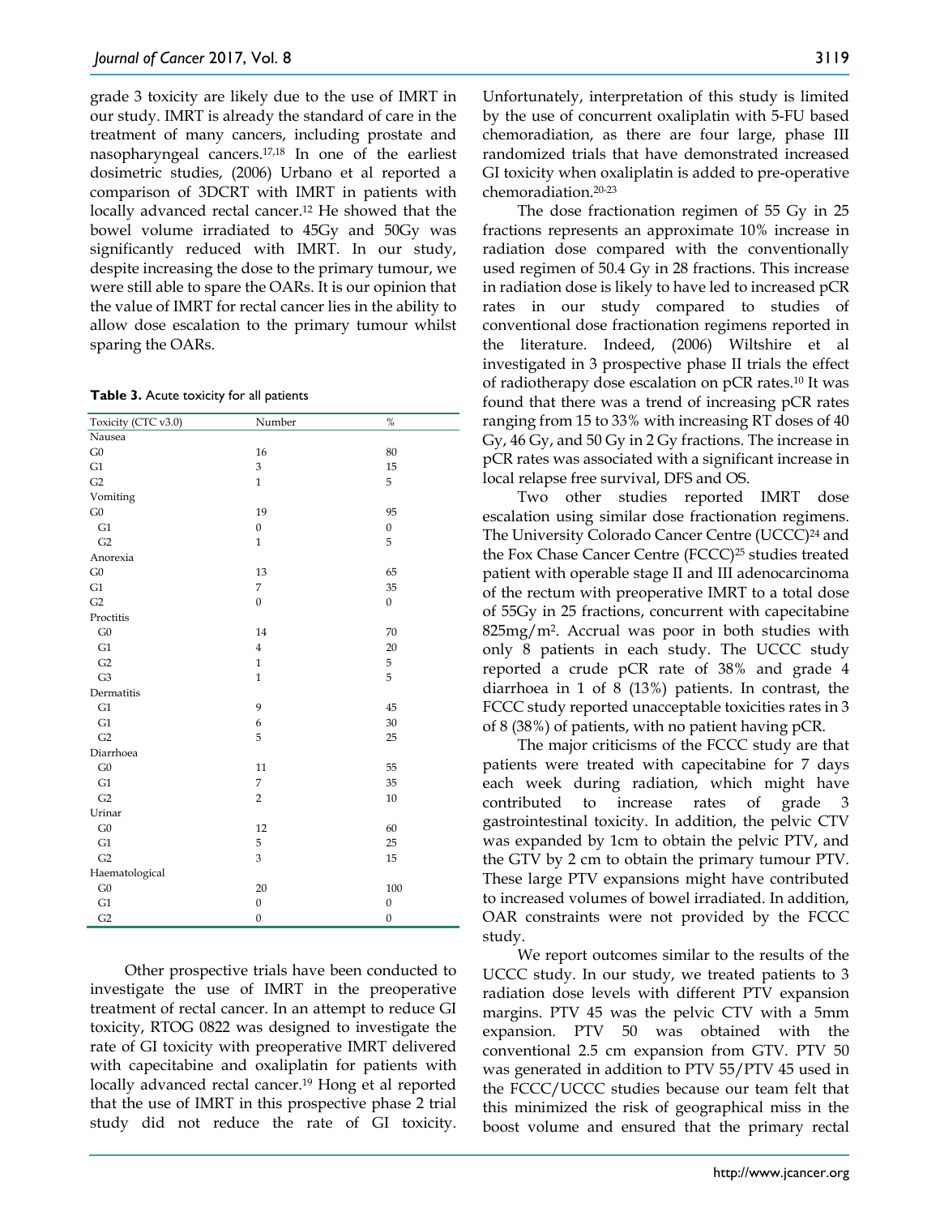grade 3 toxicity are likely due to the use of IMRT in our study. IMRT is already the standard of care in the treatment of many cancers, including prostate and nasopharyngeal cancers.[17,18] In one of the earliest dosimetric studies, (2006) Urbano et al reported a comparison of 3DCRT with IMRT in patients with locally advanced rectal cancer.[12] He showed that the bowel volume irradiated to 45Gy and 50Gy was significantly reduced with IMRT. In our study, despite increasing the dose to the primary tumour, we were still able to spare the OARs. It is our opinion that the value of IMRT for rectal cancer lies in the ability to allow dose escalation to the primary tumour whilst sparing the OARs.

**Table 3.** Acute toxicity for all patients

| Toxicity (CTC v3.0) | Number | % |
|---|---|---|
| Nausea | | |
| G0 | 16 | 80 |
| G1 | 3 | 15 |
| G2 | 1 | 5 |
| Vomiting | | |
| G0 | 19 | 95 |
| G1 | 0 | 0 |
| G2 | 1 | 5 |
| Anorexia | | |
| G0 | 13 | 65 |
| G1 | 7 | 35 |
| G2 | 0 | 0 |
| Proctitis | | |
| G0 | 14 | 70 |
| G1 | 4 | 20 |
| G2 | 1 | 5 |
| G3 | 1 | 5 |
| Dermatitis | | |
| G1 | 9 | 45 |
| G1 | 6 | 30 |
| G2 | 5 | 25 |
| Diarrhoea | | |
| G0 | 11 | 55 |
| G1 | 7 | 35 |
| G2 | 2 | 10 |
| Urinar | | |
| G0 | 12 | 60 |
| G1 | 5 | 25 |
| G2 | 3 | 15 |
| Haematological | | |
| G0 | 20 | 100 |
| G1 | 0 | 0 |
| G2 | 0 | 0 |

Other prospective trials have been conducted to investigate the use of IMRT in the preoperative treatment of rectal cancer. In an attempt to reduce GI toxicity, RTOG 0822 was designed to investigate the rate of GI toxicity with preoperative IMRT delivered with capecitabine and oxaliplatin for patients with locally advanced rectal cancer.[19] Hong et al reported that the use of IMRT in this prospective phase 2 trial study did not reduce the rate of GI toxicity. Unfortunately, interpretation of this study is limited by the use of concurrent oxaliplatin with 5-FU based chemoradiation, as there are four large, phase III randomized trials that have demonstrated increased GI toxicity when oxaliplatin is added to pre-operative chemoradiation.[20-23]

The dose fractionation regimen of 55 Gy in 25 fractions represents an approximate 10% increase in radiation dose compared with the conventionally used regimen of 50.4 Gy in 28 fractions. This increase in radiation dose is likely to have led to increased pCR rates in our study compared to studies of conventional dose fractionation regimens reported in the literature. Indeed, (2006) Wiltshire et al investigated in 3 prospective phase II trials the effect of radiotherapy dose escalation on pCR rates.[10] It was found that there was a trend of increasing pCR rates ranging from 15 to 33% with increasing RT doses of 40 Gy, 46 Gy, and 50 Gy in 2 Gy fractions. The increase in pCR rates was associated with a significant increase in local relapse free survival, DFS and OS.

Two other studies reported IMRT dose escalation using similar dose fractionation regimens. The University Colorado Cancer Centre (UCCC)[24] and the Fox Chase Cancer Centre (FCCC)[25] studies treated patient with operable stage II and III adenocarcinoma of the rectum with preoperative IMRT to a total dose of 55Gy in 25 fractions, concurrent with capecitabine 825mg/m$^2$. Accrual was poor in both studies with only 8 patients in each study. The UCCC study reported a crude pCR rate of 38% and grade 4 diarrhoea in 1 of 8 (13%) patients. In contrast, the FCCC study reported unacceptable toxicities rates in 3 of 8 (38%) of patients, with no patient having pCR.

The major criticisms of the FCCC study are that patients were treated with capecitabine for 7 days each week during radiation, which might have contributed to increase rates of grade 3 gastrointestinal toxicity. In addition, the pelvic CTV was expanded by 1cm to obtain the pelvic PTV, and the GTV by 2 cm to obtain the primary tumour PTV. These large PTV expansions might have contributed to increased volumes of bowel irradiated. In addition, OAR constraints were not provided by the FCCC study.

We report outcomes similar to the results of the UCCC study. In our study, we treated patients to 3 radiation dose levels with different PTV expansion margins. PTV 45 was the pelvic CTV with a 5mm expansion. PTV 50 was obtained with the conventional 2.5 cm expansion from GTV. PTV 50 was generated in addition to PTV 55/PTV 45 used in the FCCC/UCCC studies because our team felt that this minimized the risk of geographical miss in the boost volume and ensured that the primary rectal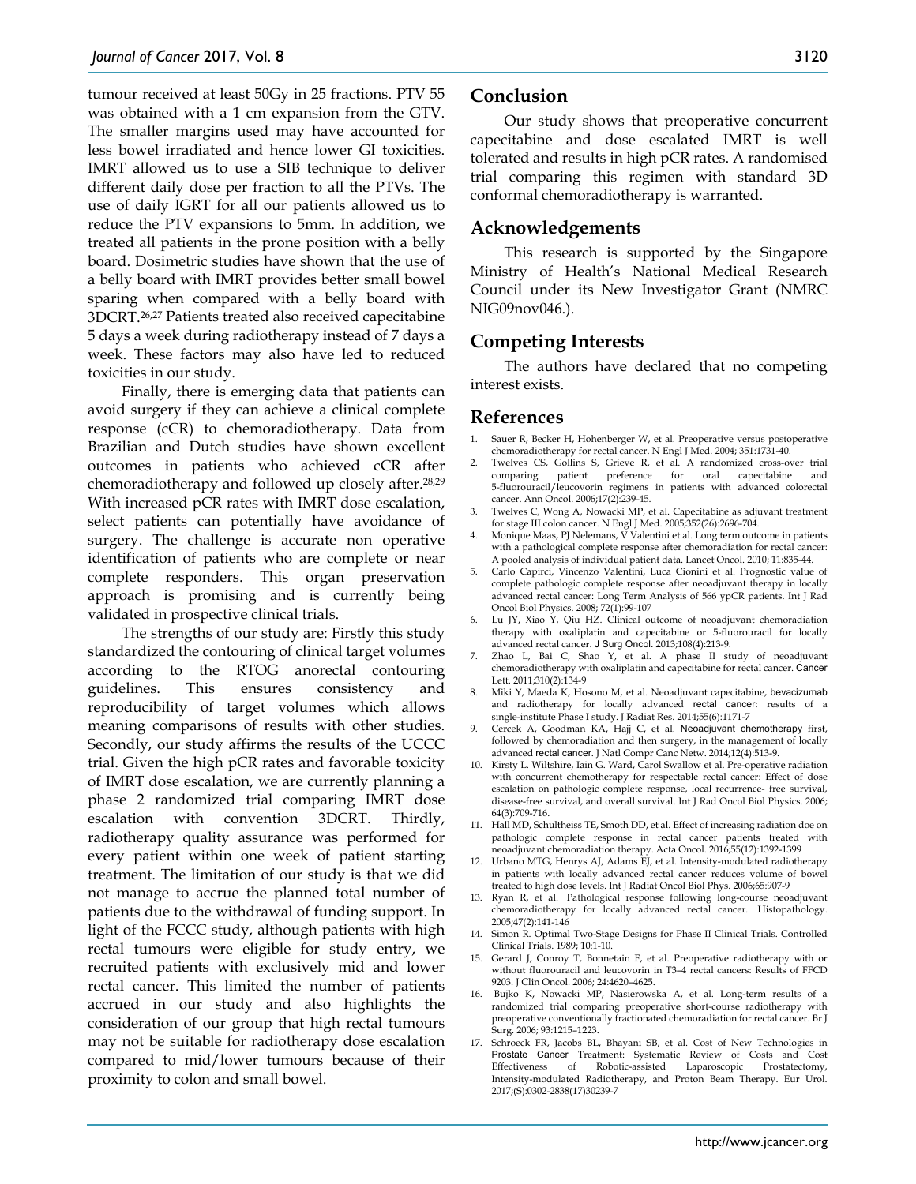tumour received at least 50Gy in 25 fractions. PTV 55 was obtained with a 1 cm expansion from the GTV. The smaller margins used may have accounted for less bowel irradiated and hence lower GI toxicities. IMRT allowed us to use a SIB technique to deliver different daily dose per fraction to all the PTVs. The use of daily IGRT for all our patients allowed us to reduce the PTV expansions to 5mm. In addition, we treated all patients in the prone position with a belly board. Dosimetric studies have shown that the use of a belly board with IMRT provides better small bowel sparing when compared with a belly board with 3DCRT.[26,27] Patients treated also received capecitabine 5 days a week during radiotherapy instead of 7 days a week. These factors may also have led to reduced toxicities in our study.

Finally, there is emerging data that patients can avoid surgery if they can achieve a clinical complete response (cCR) to chemoradiotherapy. Data from Brazilian and Dutch studies have shown excellent outcomes in patients who achieved cCR after chemoradiotherapy and followed up closely after.[28,29] With increased pCR rates with IMRT dose escalation, select patients can potentially have avoidance of surgery. The challenge is accurate non operative identification of patients who are complete or near complete responders. This organ preservation approach is promising and is currently being validated in prospective clinical trials.

The strengths of our study are: Firstly this study standardized the contouring of clinical target volumes according to the RTOG anorectal contouring guidelines. This ensures consistency and reproducibility of target volumes which allows meaning comparisons of results with other studies. Secondly, our study affirms the results of the UCCC trial. Given the high pCR rates and favorable toxicity of IMRT dose escalation, we are currently planning a phase 2 randomized trial comparing IMRT dose escalation with convention 3DCRT. Thirdly, radiotherapy quality assurance was performed for every patient within one week of patient starting treatment. The limitation of our study is that we did not manage to accrue the planned total number of patients due to the withdrawal of funding support. In light of the FCCC study, although patients with high rectal tumours were eligible for study entry, we recruited patients with exclusively mid and lower rectal cancer. This limited the number of patients accrued in our study and also highlights the consideration of our group that high rectal tumours may not be suitable for radiotherapy dose escalation compared to mid/lower tumours because of their proximity to colon and small bowel.

## Conclusion

Our study shows that preoperative concurrent capecitabine and dose escalated IMRT is well tolerated and results in high pCR rates. A randomised trial comparing this regimen with standard 3D conformal chemoradiotherapy is warranted.

## Acknowledgements

This research is supported by the Singapore Ministry of Health's National Medical Research Council under its New Investigator Grant (NMRC NIG09nov046.).

## Competing Interests

The authors have declared that no competing interest exists.

## References

1. Sauer R, Becker H, Hohenberger W, et al. Preoperative versus postoperative chemoradiotherapy for rectal cancer. N Engl J Med. 2004; 351:1731-40.
2. Twelves CS, Gollins S, Grieve R, et al. A randomized cross-over trial comparing patient preference for oral capecitabine and 5-fluorouracil/leucovorin regimens in patients with advanced colorectal cancer. Ann Oncol. 2006;17(2):239-45.
3. Twelves C, Wong A, Nowacki MP, et al. Capecitabine as adjuvant treatment for stage III colon cancer. N Engl J Med. 2005;352(26):2696-704.
4. Monique Maas, PJ Nelemans, V Valentini et al. Long term outcome in patients with a pathological complete response after chemoradiation for rectal cancer: A pooled analysis of individual patient data. Lancet Oncol. 2010; 11:835-44.
5. Carlo Capirci, Vincenzo Valentini, Luca Cionini et al. Prognostic value of complete pathologic complete response after neoadjuvant therapy in locally advanced rectal cancer: Long Term Analysis of 566 ypCR patients. Int J Rad Oncol Biol Physics. 2008; 72(1):99-107
6. Lu JY, Xiao Y, Qiu HZ. Clinical outcome of neoadjuvant chemoradiation therapy with oxaliplatin and capecitabine or 5-fluorouracil for locally advanced rectal cancer. J Surg Oncol. 2013;108(4):213-9.
7. Zhao L, Bai C, Shao Y, et al. A phase II study of neoadjuvant chemoradiotherapy with oxaliplatin and capecitabine for rectal cancer. Cancer Lett. 2011;310(2):134-9
8. Miki Y, Maeda K, Hosono M, et al. Neoadjuvant capecitabine, bevacizumab and radiotherapy for locally advanced rectal cancer: results of a single-institute Phase I study. J Radiat Res. 2014;55(6):1171-7
9. Cercek A, Goodman KA, Hajj C, et al. Neoadjuvant chemotherapy first, followed by chemoradiation and then surgery, in the management of locally advanced rectal cancer. J Natl Compr Canc Netw. 2014;12(4):513-9.
10. Kirsty L. Wiltshire, Iain G. Ward, Carol Swallow et al. Pre-operative radiation with concurrent chemotherapy for respectable rectal cancer: Effect of dose escalation on pathologic complete response, local recurrence- free survival, disease-free survival, and overall survival. Int J Rad Oncol Biol Physics. 2006; 64(3):709-716.
11. Hall MD, Schultheiss TE, Smoth DD, et al. Effect of increasing radiation doe on pathologic complete response in rectal cancer patients treated with neoadjuvant chemoradiation therapy. Acta Oncol. 2016;55(12):1392-1399
12. Urbano MTG, Henrys AJ, Adams EJ, et al. Intensity-modulated radiotherapy in patients with locally advanced rectal cancer reduces volume of bowel treated to high dose levels. Int J Radiat Oncol Biol Phys. 2006;65:907-9
13. Ryan R, et al. Pathological response following long-course neoadjuvant chemoradiotherapy for locally advanced rectal cancer. Histopathology. 2005;47(2):141-146
14. Simon R. Optimal Two-Stage Designs for Phase II Clinical Trials. Controlled Clinical Trials. 1989; 10:1-10.
15. Gerard J, Conroy T, Bonnetain F, et al. Preoperative radiotherapy with or without fluorouracil and leucovorin in T3–4 rectal cancers: Results of FFCD 9203. J Clin Oncol. 2006; 24:4620–4625.
16. Bujko K, Nowacki MP, Nasierowska A, et al. Long-term results of a randomized trial comparing preoperative short-course radiotherapy with preoperative conventionally fractionated chemoradiation for rectal cancer. Br J Surg. 2006; 93:1215–1223.
17. Schroeck FR, Jacobs BL, Bhayani SB, et al. Cost of New Technologies in Prostate Cancer Treatment: Systematic Review of Costs and Cost Effectiveness of Robotic-assisted Laparoscopic Prostatectomy, Intensity-modulated Radiotherapy, and Proton Beam Therapy. Eur Urol. 2017;(S):0302-2838(17)30239-7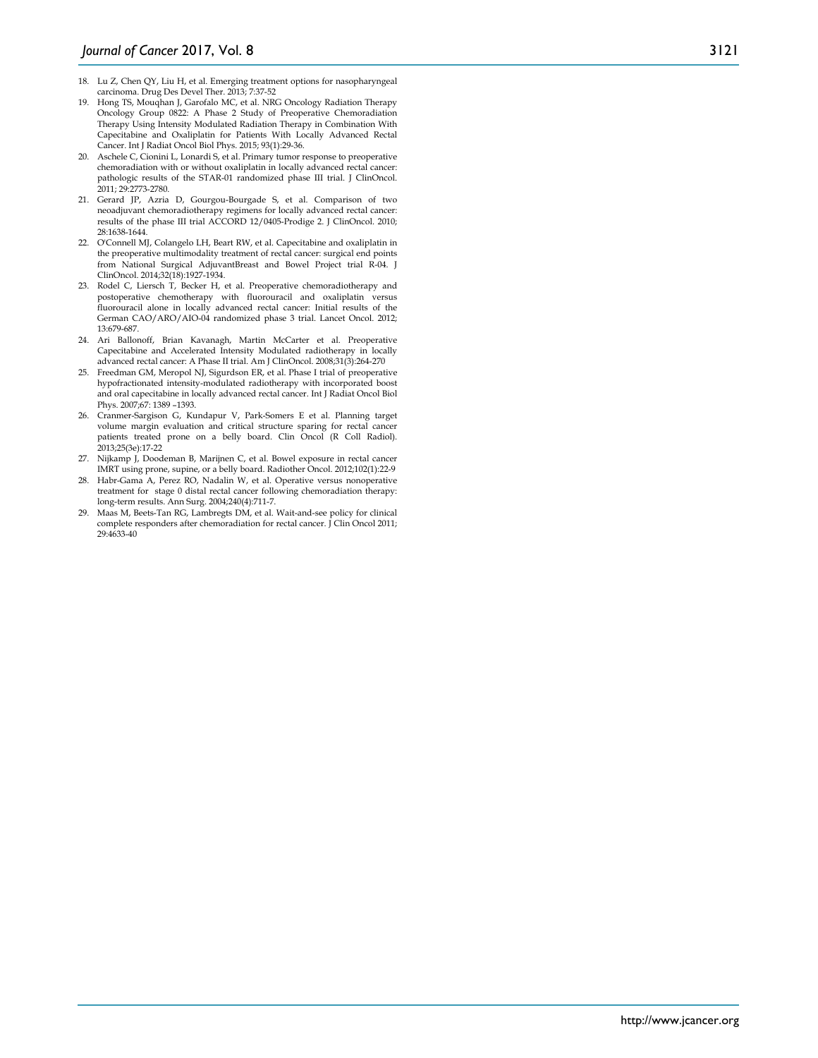18. Lu Z, Chen QY, Liu H, et al. Emerging treatment options for nasopharyngeal carcinoma. Drug Des Devel Ther. 2013; 7:37-52
19. Hong TS, Mouqhan J, Garofalo MC, et al. NRG Oncology Radiation Therapy Oncology Group 0822: A Phase 2 Study of Preoperative Chemoradiation Therapy Using Intensity Modulated Radiation Therapy in Combination With Capecitabine and Oxaliplatin for Patients With Locally Advanced Rectal Cancer. Int J Radiat Oncol Biol Phys. 2015; 93(1):29-36.
20. Aschele C, Cionini L, Lonardi S, et al. Primary tumor response to preoperative chemoradiation with or without oxaliplatin in locally advanced rectal cancer: pathologic results of the STAR-01 randomized phase III trial. J ClinOncol. 2011; 29:2773-2780.
21. Gerard JP, Azria D, Gourgou-Bourgade S, et al. Comparison of two neoadjuvant chemoradiotherapy regimens for locally advanced rectal cancer: results of the phase III trial ACCORD 12/0405-Prodige 2. J ClinOncol. 2010; 28:1638-1644.
22. O'Connell MJ, Colangelo LH, Beart RW, et al. Capecitabine and oxaliplatin in the preoperative multimodality treatment of rectal cancer: surgical end points from National Surgical AdjuvantBreast and Bowel Project trial R-04. J ClinOncol. 2014;32(18):1927-1934.
23. Rodel C, Liersch T, Becker H, et al. Preoperative chemoradiotherapy and postoperative chemotherapy with fluorouracil and oxaliplatin versus fluorouracil alone in locally advanced rectal cancer: Initial results of the German CAO/ARO/AIO-04 randomized phase 3 trial. Lancet Oncol. 2012; 13:679-687.
24. Ari Ballonoff, Brian Kavanagh, Martin McCarter et al. Preoperative Capecitabine and Accelerated Intensity Modulated radiotherapy in locally advanced rectal cancer: A Phase II trial. Am J ClinOncol. 2008;31(3):264-270
25. Freedman GM, Meropol NJ, Sigurdson ER, et al. Phase I trial of preoperative hypofractionated intensity-modulated radiotherapy with incorporated boost and oral capecitabine in locally advanced rectal cancer. Int J Radiat Oncol Biol Phys. 2007;67: 1389 –1393.
26. Cranmer-Sargison G, Kundapur V, Park-Somers E et al. Planning target volume margin evaluation and critical structure sparing for rectal cancer patients treated prone on a belly board. Clin Oncol (R Coll Radiol). 2013;25(3e):17-22
27. Nijkamp J, Doodeman B, Marijnen C, et al. Bowel exposure in rectal cancer IMRT using prone, supine, or a belly board. Radiother Oncol. 2012;102(1):22-9
28. Habr-Gama A, Perez RO, Nadalin W, et al. Operative versus nonoperative treatment for stage 0 distal rectal cancer following chemoradiation therapy: long-term results. Ann Surg. 2004;240(4):711-7.
29. Maas M, Beets-Tan RG, Lambregts DM, et al. Wait-and-see policy for clinical complete responders after chemoradiation for rectal cancer. J Clin Oncol 2011; 29:4633-40